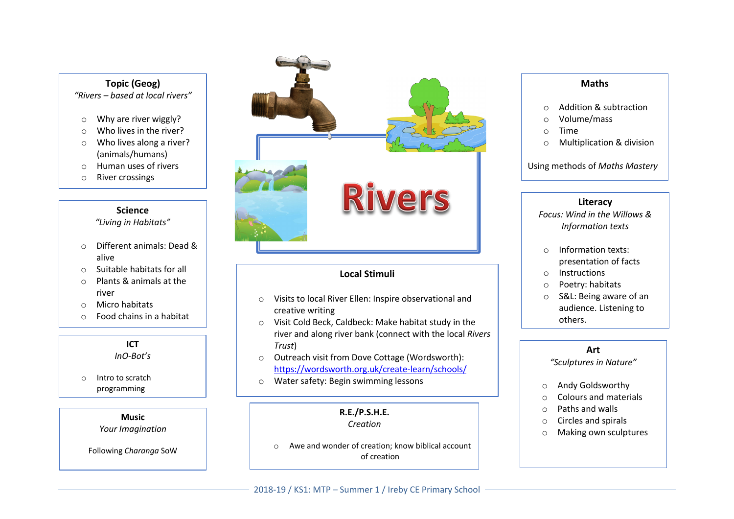# Rivers

## Topic (Geog)

*"Rivers – based at local rivers"*

- Why are river wiggly?
- Who lives in the river?
- Who lives along a river? (animals/humans)
- Human uses of rivers
- River crossings

## Science

*"Living in Habitats"*

- Different animals: Dead & alive
- Suitable habitats for all
- Plants & animals at the river
- Micro habitats
- Food chains in a habitat

## ICT

*InO-Bot's*

- Intro to scratch programming

## Music

*Your Imagination*

Following *Charanga* SoW

## Local Stimuli

- Visits to local River Ellen: Inspire observational and creative writing
- Visit Cold Beck, Caldbeck: Make habitat study in the river and along river bank (connect with the local *Rivers Trust*)
- Outreach visit from Dove Cottage (Wordsworth): https://wordsworth.org.uk/create-learn/schools/
- Water safety: Begin swimming lessons

## R.E./P.S.H.E.

*Creation*

- Awe and wonder of creation; know biblical account of creation

## Maths

- Addition & subtraction
- Volume/mass
- Time
- Multiplication & division

Using methods of *Maths Mastery*

## Literacy

*Focus: Wind in the Willows & Information texts*

- Information texts: presentation of facts
- Instructions
- Poetry: habitats
- S&L: Being aware of an audience. Listening to others.

## Art

*"Sculptures in Nature"*

- Andy Goldsworthy
- Colours and materials
- Paths and walls
- Circles and spirals
- Making own sculptures

2018-19 / KS1: MTP – Summer 1 / Ireby CE Primary School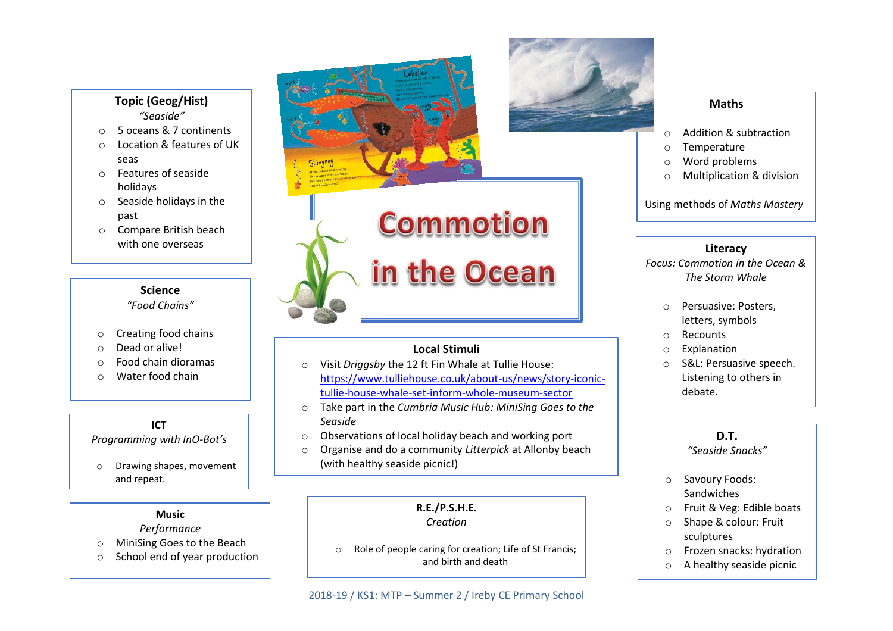# Commotion in the Ocean

## Topic (Geog/Hist)

*"Seaside"*

- 5 oceans & 7 continents
- Location & features of UK seas
- Features of seaside holidays
- Seaside holidays in the past
- Compare British beach with one overseas

## Science

*"Food Chains"*

- Creating food chains
- Dead or alive!
- Food chain dioramas
- Water food chain

## ICT

*Programming with InO-Bot's*

- Drawing shapes, movement and repeat.

## Music

*Performance*

- MiniSing Goes to the Beach
- School end of year production

## Local Stimuli

- Visit *Driggsby* the 12 ft Fin Whale at Tullie House: https://www.tulliehouse.co.uk/about-us/news/story-iconic-tullie-house-whale-set-inform-whole-museum-sector
- Take part in the *Cumbria Music Hub: MiniSing Goes to the Seaside*
- Observations of local holiday beach and working port
- Organise and do a community *Litterpick* at Allonby beach (with healthy seaside picnic!)

## R.E./P.S.H.E.

*Creation*

- Role of people caring for creation; Life of St Francis; and birth and death

## Maths

- Addition & subtraction
- Temperature
- Word problems
- Multiplication & division

Using methods of *Maths Mastery*

## Literacy

*Focus: Commotion in the Ocean & The Storm Whale*

- Persuasive: Posters, letters, symbols
- Recounts
- Explanation
- S&L: Persuasive speech. Listening to others in debate.

## D.T.

*"Seaside Snacks"*

- Savoury Foods: Sandwiches
- Fruit & Veg: Edible boats
- Shape & colour: Fruit sculptures
- Frozen snacks: hydration
- A healthy seaside picnic

2018-19 / KS1: MTP – Summer 2 / Ireby CE Primary School